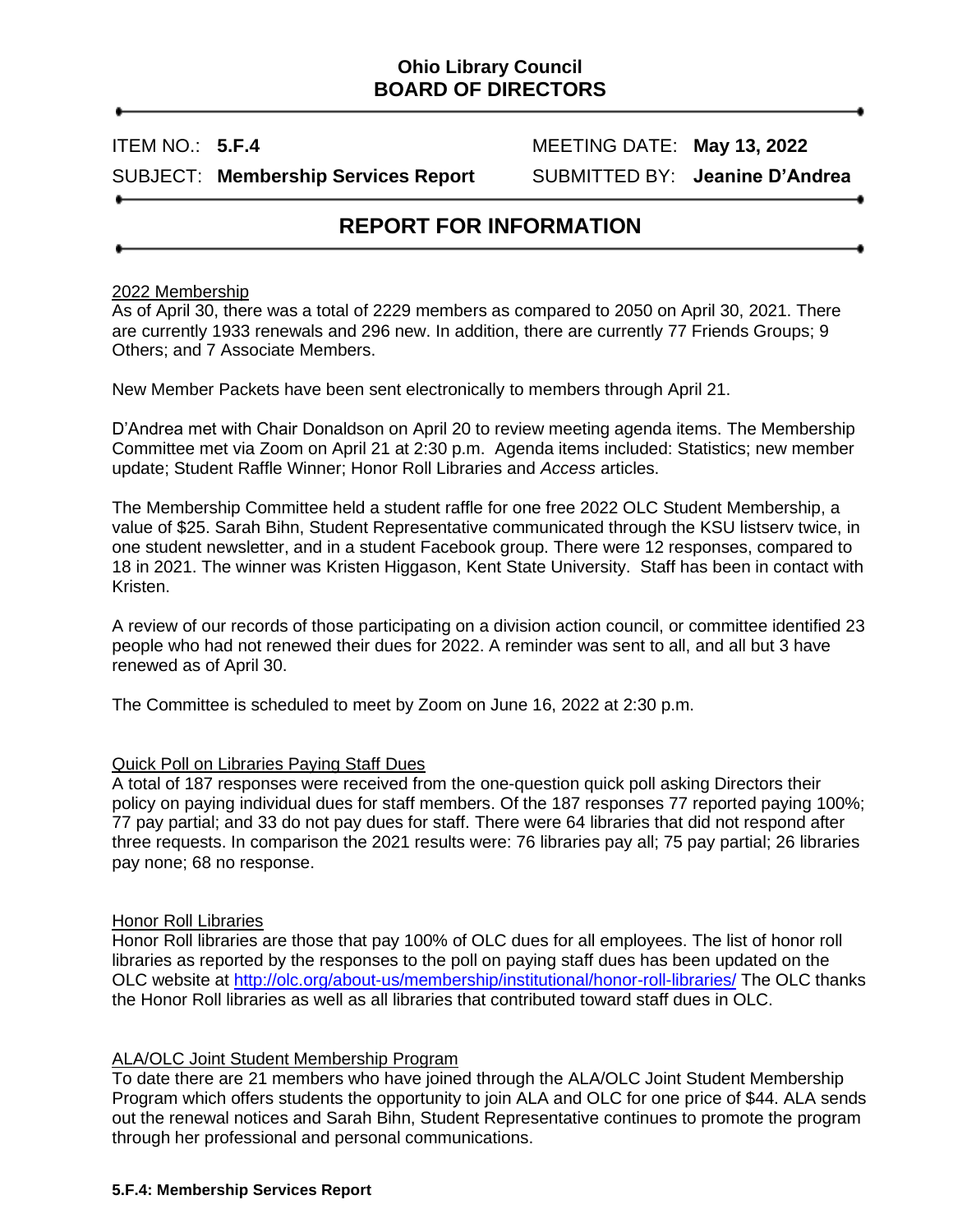**Ohio Library Council**
**BOARD OF DIRECTORS**

ITEM NO.: **5.F.4** MEETING DATE: **May 13, 2022**

SUBJECT: **Membership Services Report** SUBMITTED BY: **Jeanine D'Andrea**

## REPORT FOR INFORMATION

2022 Membership

As of April 30, there was a total of 2229 members as compared to 2050 on April 30, 2021. There are currently 1933 renewals and 296 new. In addition, there are currently 77 Friends Groups; 9 Others; and 7 Associate Members.

New Member Packets have been sent electronically to members through April 21.

D'Andrea met with Chair Donaldson on April 20 to review meeting agenda items. The Membership Committee met via Zoom on April 21 at 2:30 p.m. Agenda items included: Statistics; new member update; Student Raffle Winner; Honor Roll Libraries and *Access* articles.

The Membership Committee held a student raffle for one free 2022 OLC Student Membership, a value of $25. Sarah Bihn, Student Representative communicated through the KSU listserv twice, in one student newsletter, and in a student Facebook group. There were 12 responses, compared to 18 in 2021. The winner was Kristen Higgason, Kent State University. Staff has been in contact with Kristen.

A review of our records of those participating on a division action council, or committee identified 23 people who had not renewed their dues for 2022. A reminder was sent to all, and all but 3 have renewed as of April 30.

The Committee is scheduled to meet by Zoom on June 16, 2022 at 2:30 p.m.

Quick Poll on Libraries Paying Staff Dues

A total of 187 responses were received from the one-question quick poll asking Directors their policy on paying individual dues for staff members. Of the 187 responses 77 reported paying 100%; 77 pay partial; and 33 do not pay dues for staff. There were 64 libraries that did not respond after three requests. In comparison the 2021 results were: 76 libraries pay all; 75 pay partial; 26 libraries pay none; 68 no response.

Honor Roll Libraries

Honor Roll libraries are those that pay 100% of OLC dues for all employees. The list of honor roll libraries as reported by the responses to the poll on paying staff dues has been updated on the OLC website at http://olc.org/about-us/membership/institutional/honor-roll-libraries/ The OLC thanks the Honor Roll libraries as well as all libraries that contributed toward staff dues in OLC.

ALA/OLC Joint Student Membership Program

To date there are 21 members who have joined through the ALA/OLC Joint Student Membership Program which offers students the opportunity to join ALA and OLC for one price of $44. ALA sends out the renewal notices and Sarah Bihn, Student Representative continues to promote the program through her professional and personal communications.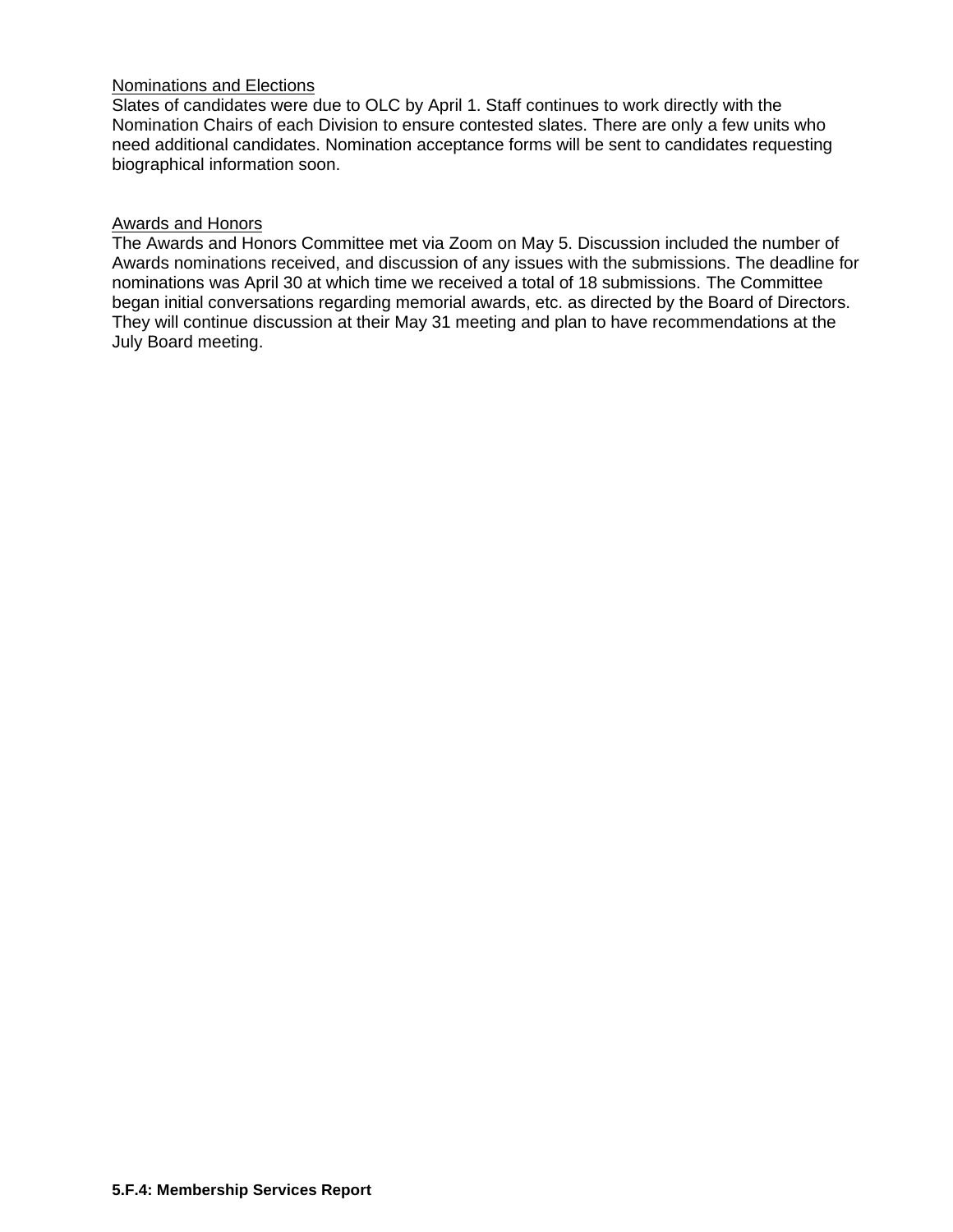Nominations and Elections

Slates of candidates were due to OLC by April 1. Staff continues to work directly with the Nomination Chairs of each Division to ensure contested slates. There are only a few units who need additional candidates. Nomination acceptance forms will be sent to candidates requesting biographical information soon.

Awards and Honors

The Awards and Honors Committee met via Zoom on May 5. Discussion included the number of Awards nominations received, and discussion of any issues with the submissions. The deadline for nominations was April 30 at which time we received a total of 18 submissions. The Committee began initial conversations regarding memorial awards, etc. as directed by the Board of Directors. They will continue discussion at their May 31 meeting and plan to have recommendations at the July Board meeting.